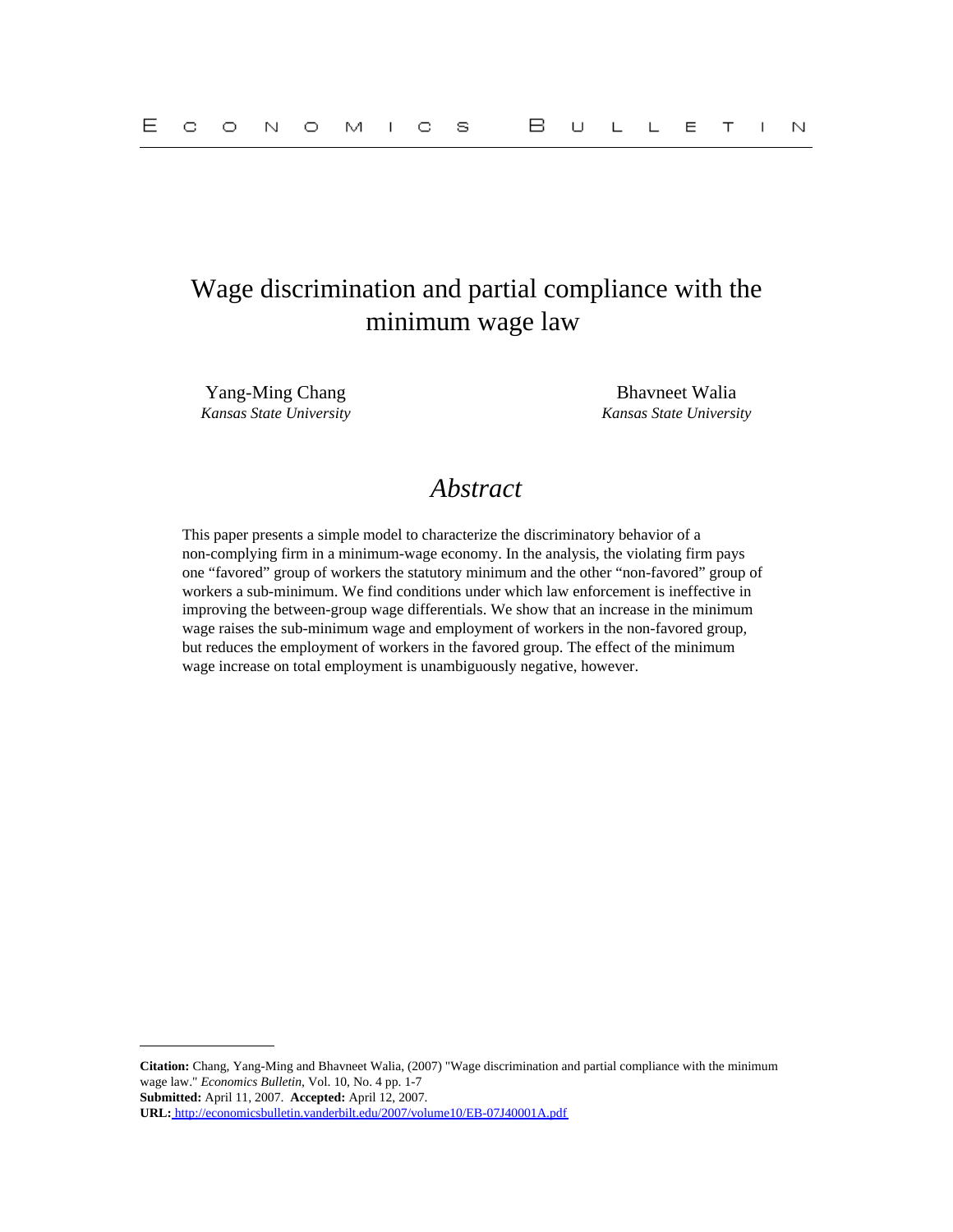# Wage discrimination and partial compliance with the minimum wage law

Yang-Ming Chang
*Kansas State University*

Bhavneet Walia
*Kansas State University*

## *Abstract*

This paper presents a simple model to characterize the discriminatory behavior of a non-complying firm in a minimum-wage economy. In the analysis, the violating firm pays one "favored" group of workers the statutory minimum and the other "non-favored" group of workers a sub-minimum. We find conditions under which law enforcement is ineffective in improving the between-group wage differentials. We show that an increase in the minimum wage raises the sub-minimum wage and employment of workers in the non-favored group, but reduces the employment of workers in the favored group. The effect of the minimum wage increase on total employment is unambiguously negative, however.

---

**Citation:** Chang, Yang-Ming and Bhavneet Walia, (2007) "Wage discrimination and partial compliance with the minimum wage law." *Economics Bulletin*, Vol. 10, No. 4 pp. 1-7
**Submitted:** April 11, 2007. **Accepted:** April 12, 2007.
**URL:** http://economicsbulletin.vanderbilt.edu/2007/volume10/EB-07J40001A.pdf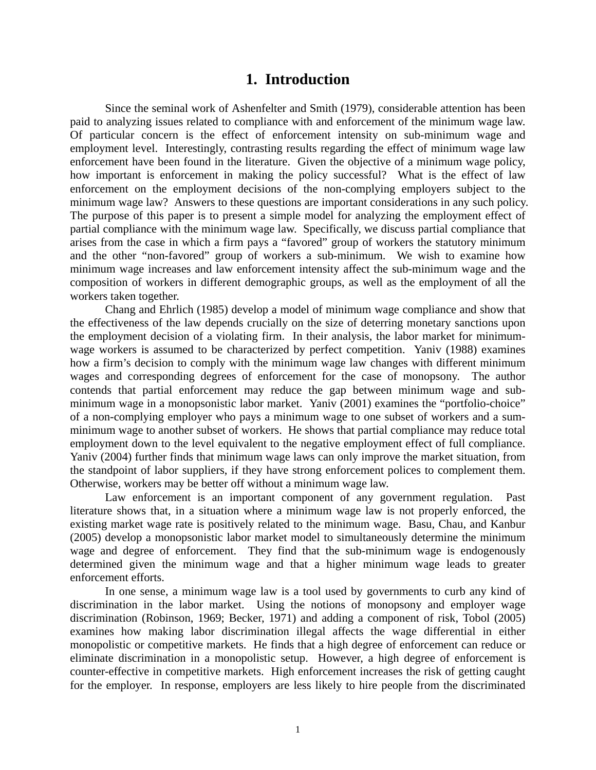# 1. Introduction

Since the seminal work of Ashenfelter and Smith (1979), considerable attention has been paid to analyzing issues related to compliance with and enforcement of the minimum wage law. Of particular concern is the effect of enforcement intensity on sub-minimum wage and employment level. Interestingly, contrasting results regarding the effect of minimum wage law enforcement have been found in the literature. Given the objective of a minimum wage policy, how important is enforcement in making the policy successful? What is the effect of law enforcement on the employment decisions of the non-complying employers subject to the minimum wage law? Answers to these questions are important considerations in any such policy. The purpose of this paper is to present a simple model for analyzing the employment effect of partial compliance with the minimum wage law. Specifically, we discuss partial compliance that arises from the case in which a firm pays a "favored" group of workers the statutory minimum and the other "non-favored" group of workers a sub-minimum. We wish to examine how minimum wage increases and law enforcement intensity affect the sub-minimum wage and the composition of workers in different demographic groups, as well as the employment of all the workers taken together.

Chang and Ehrlich (1985) develop a model of minimum wage compliance and show that the effectiveness of the law depends crucially on the size of deterring monetary sanctions upon the employment decision of a violating firm. In their analysis, the labor market for minimum-wage workers is assumed to be characterized by perfect competition. Yaniv (1988) examines how a firm's decision to comply with the minimum wage law changes with different minimum wages and corresponding degrees of enforcement for the case of monopsony. The author contends that partial enforcement may reduce the gap between minimum wage and sub-minimum wage in a monopsonistic labor market. Yaniv (2001) examines the "portfolio-choice" of a non-complying employer who pays a minimum wage to one subset of workers and a sum-minimum wage to another subset of workers. He shows that partial compliance may reduce total employment down to the level equivalent to the negative employment effect of full compliance. Yaniv (2004) further finds that minimum wage laws can only improve the market situation, from the standpoint of labor suppliers, if they have strong enforcement polices to complement them. Otherwise, workers may be better off without a minimum wage law.

Law enforcement is an important component of any government regulation. Past literature shows that, in a situation where a minimum wage law is not properly enforced, the existing market wage rate is positively related to the minimum wage. Basu, Chau, and Kanbur (2005) develop a monopsonistic labor market model to simultaneously determine the minimum wage and degree of enforcement. They find that the sub-minimum wage is endogenously determined given the minimum wage and that a higher minimum wage leads to greater enforcement efforts.

In one sense, a minimum wage law is a tool used by governments to curb any kind of discrimination in the labor market. Using the notions of monopsony and employer wage discrimination (Robinson, 1969; Becker, 1971) and adding a component of risk, Tobol (2005) examines how making labor discrimination illegal affects the wage differential in either monopolistic or competitive markets. He finds that a high degree of enforcement can reduce or eliminate discrimination in a monopolistic setup. However, a high degree of enforcement is counter-effective in competitive markets. High enforcement increases the risk of getting caught for the employer. In response, employers are less likely to hire people from the discriminated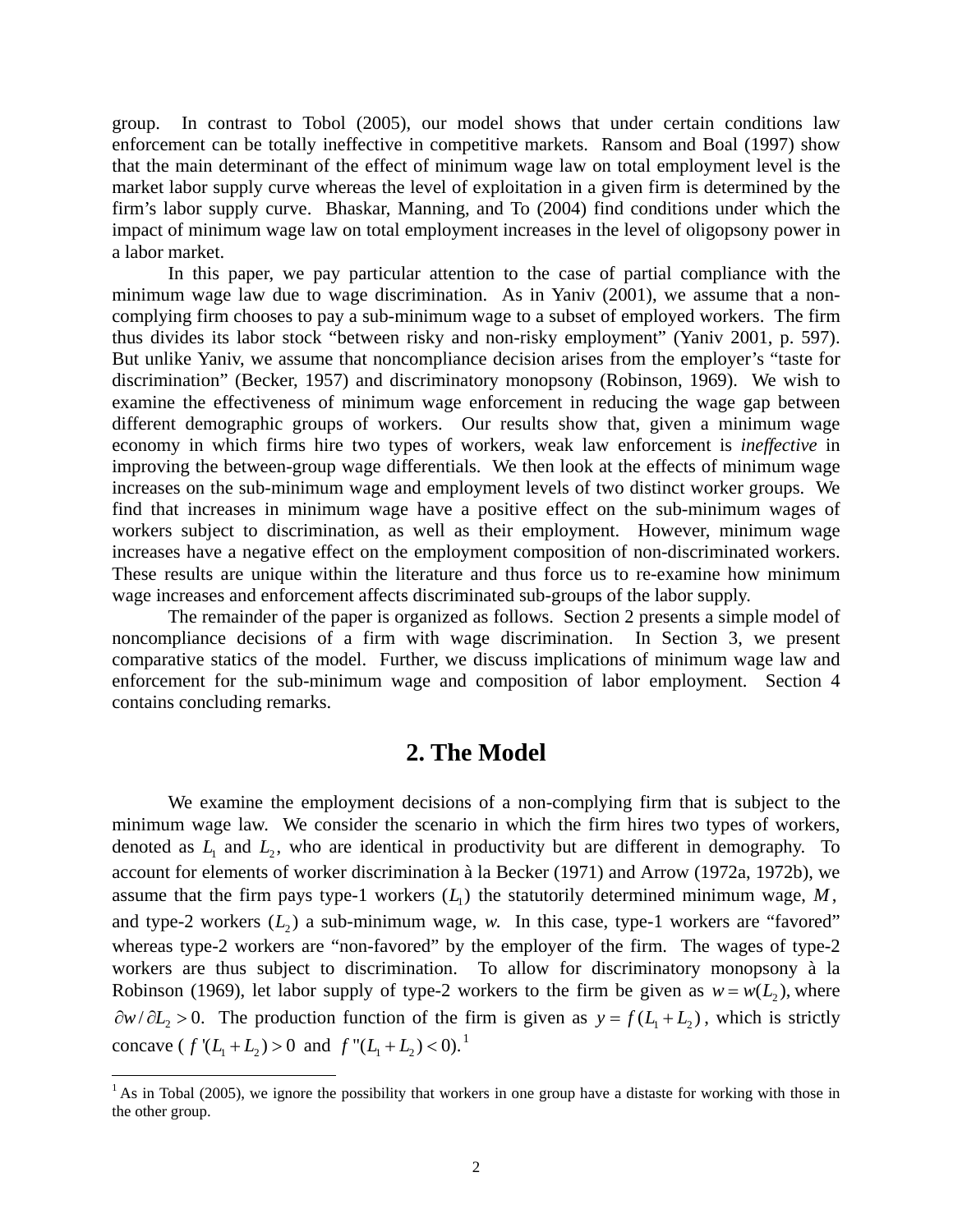group. In contrast to Tobol (2005), our model shows that under certain conditions law enforcement can be totally ineffective in competitive markets. Ransom and Boal (1997) show that the main determinant of the effect of minimum wage law on total employment level is the market labor supply curve whereas the level of exploitation in a given firm is determined by the firm's labor supply curve. Bhaskar, Manning, and To (2004) find conditions under which the impact of minimum wage law on total employment increases in the level of oligopsony power in a labor market.

In this paper, we pay particular attention to the case of partial compliance with the minimum wage law due to wage discrimination. As in Yaniv (2001), we assume that a non-complying firm chooses to pay a sub-minimum wage to a subset of employed workers. The firm thus divides its labor stock "between risky and non-risky employment" (Yaniv 2001, p. 597). But unlike Yaniv, we assume that noncompliance decision arises from the employer's "taste for discrimination" (Becker, 1957) and discriminatory monopsony (Robinson, 1969). We wish to examine the effectiveness of minimum wage enforcement in reducing the wage gap between different demographic groups of workers. Our results show that, given a minimum wage economy in which firms hire two types of workers, weak law enforcement is *ineffective* in improving the between-group wage differentials. We then look at the effects of minimum wage increases on the sub-minimum wage and employment levels of two distinct worker groups. We find that increases in minimum wage have a positive effect on the sub-minimum wages of workers subject to discrimination, as well as their employment. However, minimum wage increases have a negative effect on the employment composition of non-discriminated workers. These results are unique within the literature and thus force us to re-examine how minimum wage increases and enforcement affects discriminated sub-groups of the labor supply.

The remainder of the paper is organized as follows. Section 2 presents a simple model of noncompliance decisions of a firm with wage discrimination. In Section 3, we present comparative statics of the model. Further, we discuss implications of minimum wage law and enforcement for the sub-minimum wage and composition of labor employment. Section 4 contains concluding remarks.

## 2. The Model

We examine the employment decisions of a non-complying firm that is subject to the minimum wage law. We consider the scenario in which the firm hires two types of workers, denoted as $L_1$ and $L_2$, who are identical in productivity but are different in demography. To account for elements of worker discrimination à la Becker (1971) and Arrow (1972a, 1972b), we assume that the firm pays type-1 workers ($L_1$) the statutorily determined minimum wage, $M$, and type-2 workers ($L_2$) a sub-minimum wage, $w$. In this case, type-1 workers are "favored" whereas type-2 workers are "non-favored" by the employer of the firm. The wages of type-2 workers are thus subject to discrimination. To allow for discriminatory monopsony à la Robinson (1969), let labor supply of type-2 workers to the firm be given as $w = w(L_2)$, where $\partial w / \partial L_2 > 0$. The production function of the firm is given as $y = f(L_1 + L_2)$, which is strictly concave ($f'(L_1 + L_2) > 0$ and $f''(L_1 + L_2) < 0$).[1]

[1] As in Tobal (2005), we ignore the possibility that workers in one group have a distaste for working with those in the other group.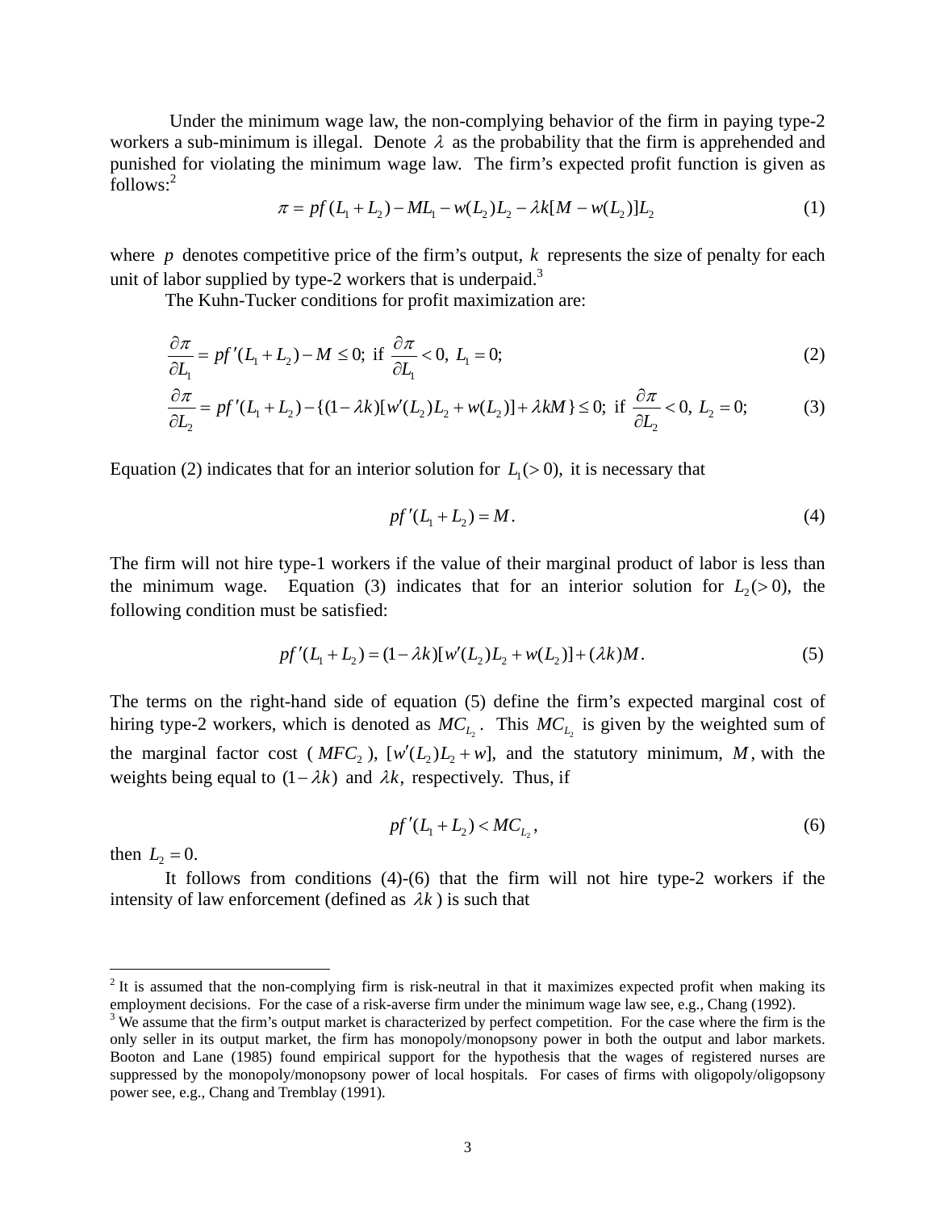Under the minimum wage law, the non-complying behavior of the firm in paying type-2 workers a sub-minimum is illegal. Denote $\lambda$ as the probability that the firm is apprehended and punished for violating the minimum wage law. The firm's expected profit function is given as follows:[2]

$$\pi = pf(L_1 + L_2) - ML_1 - w(L_2)L_2 - \lambda k[M - w(L_2)]L_2 \tag{1}$$

where $p$ denotes competitive price of the firm's output, $k$ represents the size of penalty for each unit of labor supplied by type-2 workers that is underpaid.[3]

The Kuhn-Tucker conditions for profit maximization are:

$$\frac{\partial \pi}{\partial L_1} = pf'(L_1 + L_2) - M \le 0; \text{ if } \frac{\partial \pi}{\partial L_1} < 0,\ L_1 = 0; \tag{2}$$

$$\frac{\partial \pi}{\partial L_2} = pf'(L_1 + L_2) - \{(1 - \lambda k)[w'(L_2)L_2 + w(L_2)] + \lambda kM\} \le 0; \text{ if } \frac{\partial \pi}{\partial L_2} < 0,\ L_2 = 0; \tag{3}$$

Equation (2) indicates that for an interior solution for $L_1 (> 0)$, it is necessary that

$$pf'(L_1 + L_2) = M. \tag{4}$$

The firm will not hire type-1 workers if the value of their marginal product of labor is less than the minimum wage. Equation (3) indicates that for an interior solution for $L_2 (> 0)$, the following condition must be satisfied:

$$pf'(L_1 + L_2) = (1 - \lambda k)[w'(L_2)L_2 + w(L_2)] + (\lambda k)M. \tag{5}$$

The terms on the right-hand side of equation (5) define the firm's expected marginal cost of hiring type-2 workers, which is denoted as $MC_{L_2}$. This $MC_{L_2}$ is given by the weighted sum of the marginal factor cost ($MFC_2$), $[w'(L_2)L_2 + w]$, and the statutory minimum, $M$, with the weights being equal to $(1 - \lambda k)$ and $\lambda k$, respectively. Thus, if

$$pf'(L_1 + L_2) < MC_{L_2}, \tag{6}$$

then $L_2 = 0$.

It follows from conditions (4)-(6) that the firm will not hire type-2 workers if the intensity of law enforcement (defined as $\lambda k$) is such that

---

[2] It is assumed that the non-complying firm is risk-neutral in that it maximizes expected profit when making its employment decisions. For the case of a risk-averse firm under the minimum wage law see, e.g., Chang (1992).

[3] We assume that the firm's output market is characterized by perfect competition. For the case where the firm is the only seller in its output market, the firm has monopoly/monopsony power in both the output and labor markets. Booton and Lane (1985) found empirical support for the hypothesis that the wages of registered nurses are suppressed by the monopoly/monopsony power of local hospitals. For cases of firms with oligopoly/oligopsony power see, e.g., Chang and Tremblay (1991).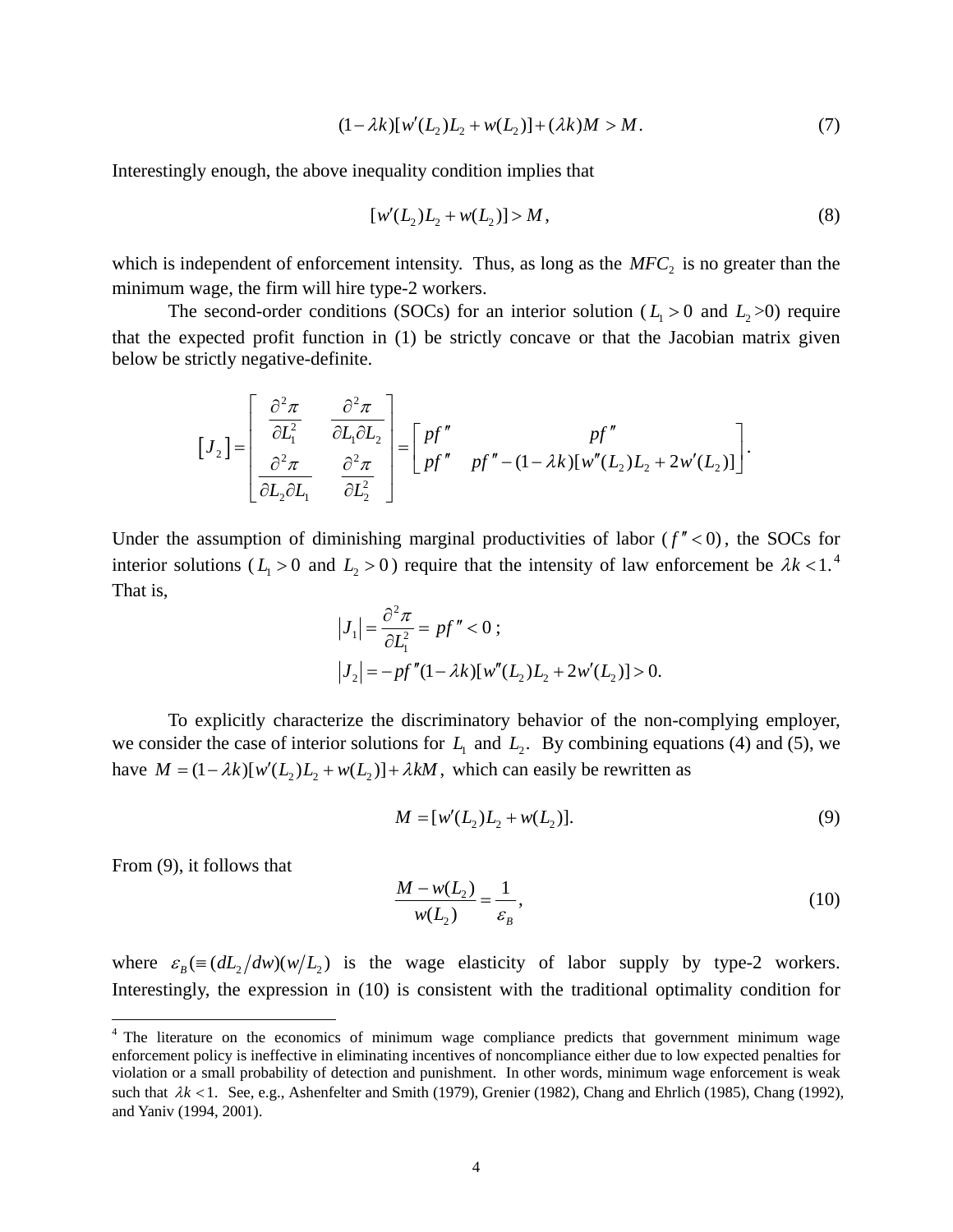$$(1-\lambda k)[w'(L_2)L_2 + w(L_2)] + (\lambda k)M > M. \tag{7}$$

Interestingly enough, the above inequality condition implies that

$$[w'(L_2)L_2 + w(L_2)] > M, \tag{8}$$

which is independent of enforcement intensity. Thus, as long as the $MFC_2$ is no greater than the minimum wage, the firm will hire type-2 workers.

The second-order conditions (SOCs) for an interior solution ($L_1 > 0$ and $L_2 > 0$) require that the expected profit function in (1) be strictly concave or that the Jacobian matrix given below be strictly negative-definite.

$$\left[J_2\right] = \begin{bmatrix} \dfrac{\partial^2 \pi}{\partial L_1^2} & \dfrac{\partial^2 \pi}{\partial L_1 \partial L_2} \\ \dfrac{\partial^2 \pi}{\partial L_2 \partial L_1} & \dfrac{\partial^2 \pi}{\partial L_2^2} \end{bmatrix} = \begin{bmatrix} pf'' & pf'' \\ pf'' & pf'' - (1-\lambda k)[w''(L_2)L_2 + 2w'(L_2)] \end{bmatrix}.$$

Under the assumption of diminishing marginal productivities of labor $(f'' < 0)$, the SOCs for interior solutions ($L_1 > 0$ and $L_2 > 0$) require that the intensity of law enforcement be $\lambda k < 1$.[4] That is,

$$\left|J_1\right| = \frac{\partial^2 \pi}{\partial L_1^2} = pf'' < 0\,;$$

$$\left|J_2\right| = -pf''(1-\lambda k)[w''(L_2)L_2 + 2w'(L_2)] > 0.$$

To explicitly characterize the discriminatory behavior of the non-complying employer, we consider the case of interior solutions for $L_1$ and $L_2$. By combining equations (4) and (5), we have $M = (1-\lambda k)[w'(L_2)L_2 + w(L_2)] + \lambda kM$, which can easily be rewritten as

$$M = [w'(L_2)L_2 + w(L_2)]. \tag{9}$$

From (9), it follows that

$$\frac{M - w(L_2)}{w(L_2)} = \frac{1}{\varepsilon_B}, \tag{10}$$

where $\varepsilon_B (\equiv (dL_2/dw)(w/L_2))$ is the wage elasticity of labor supply by type-2 workers. Interestingly, the expression in (10) is consistent with the traditional optimality condition for

[4] The literature on the economics of minimum wage compliance predicts that government minimum wage enforcement policy is ineffective in eliminating incentives of noncompliance either due to low expected penalties for violation or a small probability of detection and punishment. In other words, minimum wage enforcement is weak such that $\lambda k < 1$. See, e.g., Ashenfelter and Smith (1979), Grenier (1982), Chang and Ehrlich (1985), Chang (1992), and Yaniv (1994, 2001).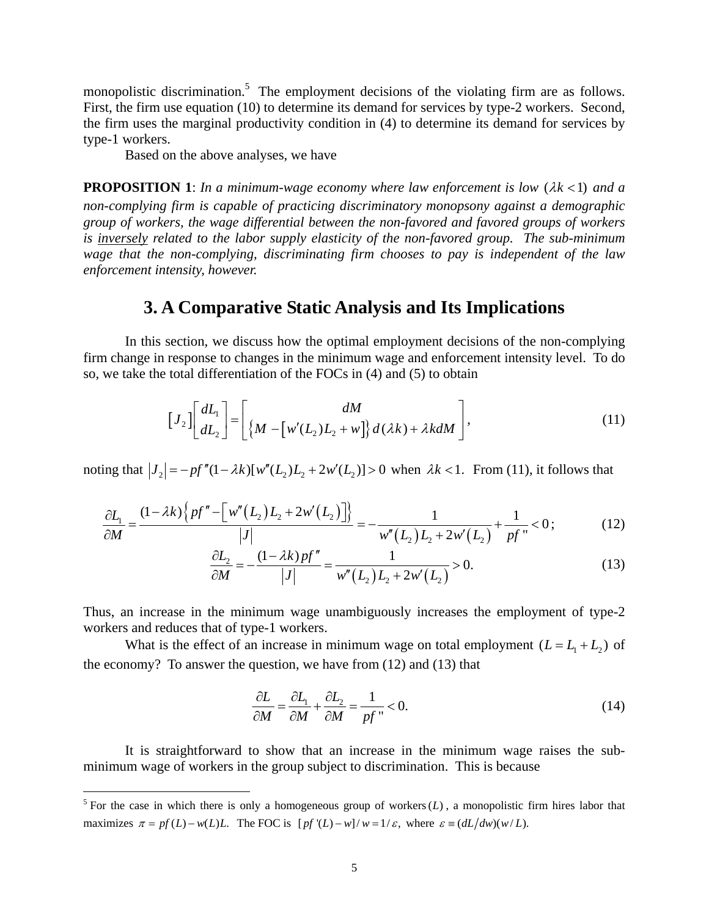monopolistic discrimination.[5] The employment decisions of the violating firm are as follows. First, the firm use equation (10) to determine its demand for services by type-2 workers. Second, the firm uses the marginal productivity condition in (4) to determine its demand for services by type-1 workers.

Based on the above analyses, we have

**PROPOSITION 1**: *In a minimum-wage economy where law enforcement is low* $(\lambda k < 1)$ *and a non-complying firm is capable of practicing discriminatory monopsony against a demographic group of workers, the wage differential between the non-favored and favored groups of workers is* *inversely* *related to the labor supply elasticity of the non-favored group. The sub-minimum wage that the non-complying, discriminating firm chooses to pay is independent of the law enforcement intensity, however.*

## 3. A Comparative Static Analysis and Its Implications

In this section, we discuss how the optimal employment decisions of the non-complying firm change in response to changes in the minimum wage and enforcement intensity level. To do so, we take the total differentiation of the FOCs in (4) and (5) to obtain

$$\left[J_2\right]\begin{bmatrix} dL_1 \\ dL_2 \end{bmatrix} = \begin{bmatrix} dM \\ \left\{M - \left[w'(L_2)L_2 + w\right]\right\} d(\lambda k) + \lambda k dM \end{bmatrix}, \tag{11}$$

noting that $\left|J_2\right| = -pf''(1-\lambda k)[w''(L_2)L_2 + 2w'(L_2)] > 0$ when $\lambda k < 1$. From (11), it follows that

$$\frac{\partial L_1}{\partial M} = \frac{(1-\lambda k)\left\{pf'' - \left[w''\left(L_2\right)L_2 + 2w'\left(L_2\right)\right]\right\}}{\left|J\right|} = -\frac{1}{w''\left(L_2\right)L_2 + 2w'\left(L_2\right)} + \frac{1}{pf''} < 0; \tag{12}$$

$$\frac{\partial L_2}{\partial M} = -\frac{(1-\lambda k)pf''}{\left|J\right|} = \frac{1}{w''\left(L_2\right)L_2 + 2w'\left(L_2\right)} > 0. \tag{13}$$

Thus, an increase in the minimum wage unambiguously increases the employment of type-2 workers and reduces that of type-1 workers.

What is the effect of an increase in minimum wage on total employment $(L = L_1 + L_2)$ of the economy? To answer the question, we have from (12) and (13) that

$$\frac{\partial L}{\partial M} = \frac{\partial L_1}{\partial M} + \frac{\partial L_2}{\partial M} = \frac{1}{pf''} < 0. \tag{14}$$

It is straightforward to show that an increase in the minimum wage raises the sub-minimum wage of workers in the group subject to discrimination. This is because

[5] For the case in which there is only a homogeneous group of workers $(L)$, a monopolistic firm hires labor that maximizes $\pi = pf(L) - w(L)L$. The FOC is $[pf'(L) - w]/w = 1/\varepsilon$, where $\varepsilon \equiv (dL/dw)(w/L)$.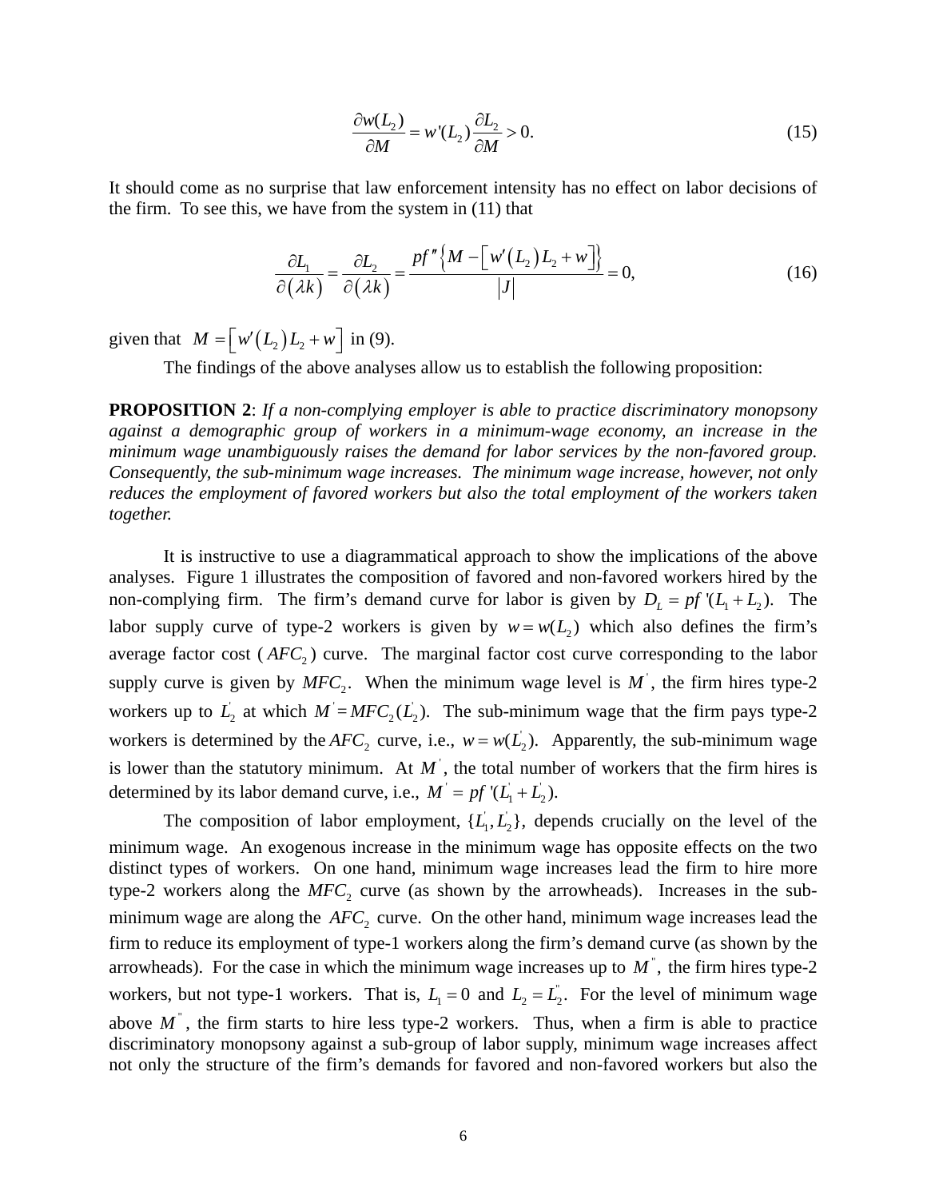$$\frac{\partial w(L_2)}{\partial M} = w'(L_2)\frac{\partial L_2}{\partial M} > 0. \tag{15}$$

It should come as no surprise that law enforcement intensity has no effect on labor decisions of the firm. To see this, we have from the system in (11) that

$$\frac{\partial L_1}{\partial(\lambda k)} = \frac{\partial L_2}{\partial(\lambda k)} = \frac{pf''\left\{M - \left[w'(L_2)L_2 + w\right]\right\}}{|J|} = 0, \tag{16}$$

given that $M = \left[w'(L_2)L_2 + w\right]$ in (9).

The findings of the above analyses allow us to establish the following proposition:

**PROPOSITION 2**: *If a non-complying employer is able to practice discriminatory monopsony against a demographic group of workers in a minimum-wage economy, an increase in the minimum wage unambiguously raises the demand for labor services by the non-favored group. Consequently, the sub-minimum wage increases. The minimum wage increase, however, not only reduces the employment of favored workers but also the total employment of the workers taken together.*

It is instructive to use a diagrammatical approach to show the implications of the above analyses. Figure 1 illustrates the composition of favored and non-favored workers hired by the non-complying firm. The firm's demand curve for labor is given by $D_L = pf'(L_1 + L_2)$. The labor supply curve of type-2 workers is given by $w = w(L_2)$ which also defines the firm's average factor cost ($AFC_2$) curve. The marginal factor cost curve corresponding to the labor supply curve is given by $MFC_2$. When the minimum wage level is $M'$, the firm hires type-2 workers up to $L_2'$ at which $M' = MFC_2(L_2')$. The sub-minimum wage that the firm pays type-2 workers is determined by the $AFC_2$ curve, i.e., $w = w(L_2')$. Apparently, the sub-minimum wage is lower than the statutory minimum. At $M'$, the total number of workers that the firm hires is determined by its labor demand curve, i.e., $M' = pf'(L_1' + L_2')$.

The composition of labor employment, $\{L_1', L_2'\}$, depends crucially on the level of the minimum wage. An exogenous increase in the minimum wage has opposite effects on the two distinct types of workers. On one hand, minimum wage increases lead the firm to hire more type-2 workers along the $MFC_2$ curve (as shown by the arrowheads). Increases in the sub-minimum wage are along the $AFC_2$ curve. On the other hand, minimum wage increases lead the firm to reduce its employment of type-1 workers along the firm's demand curve (as shown by the arrowheads). For the case in which the minimum wage increases up to $M''$, the firm hires type-2 workers, but not type-1 workers. That is, $L_1 = 0$ and $L_2 = L_2''$. For the level of minimum wage above $M''$, the firm starts to hire less type-2 workers. Thus, when a firm is able to practice discriminatory monopsony against a sub-group of labor supply, minimum wage increases affect not only the structure of the firm's demands for favored and non-favored workers but also the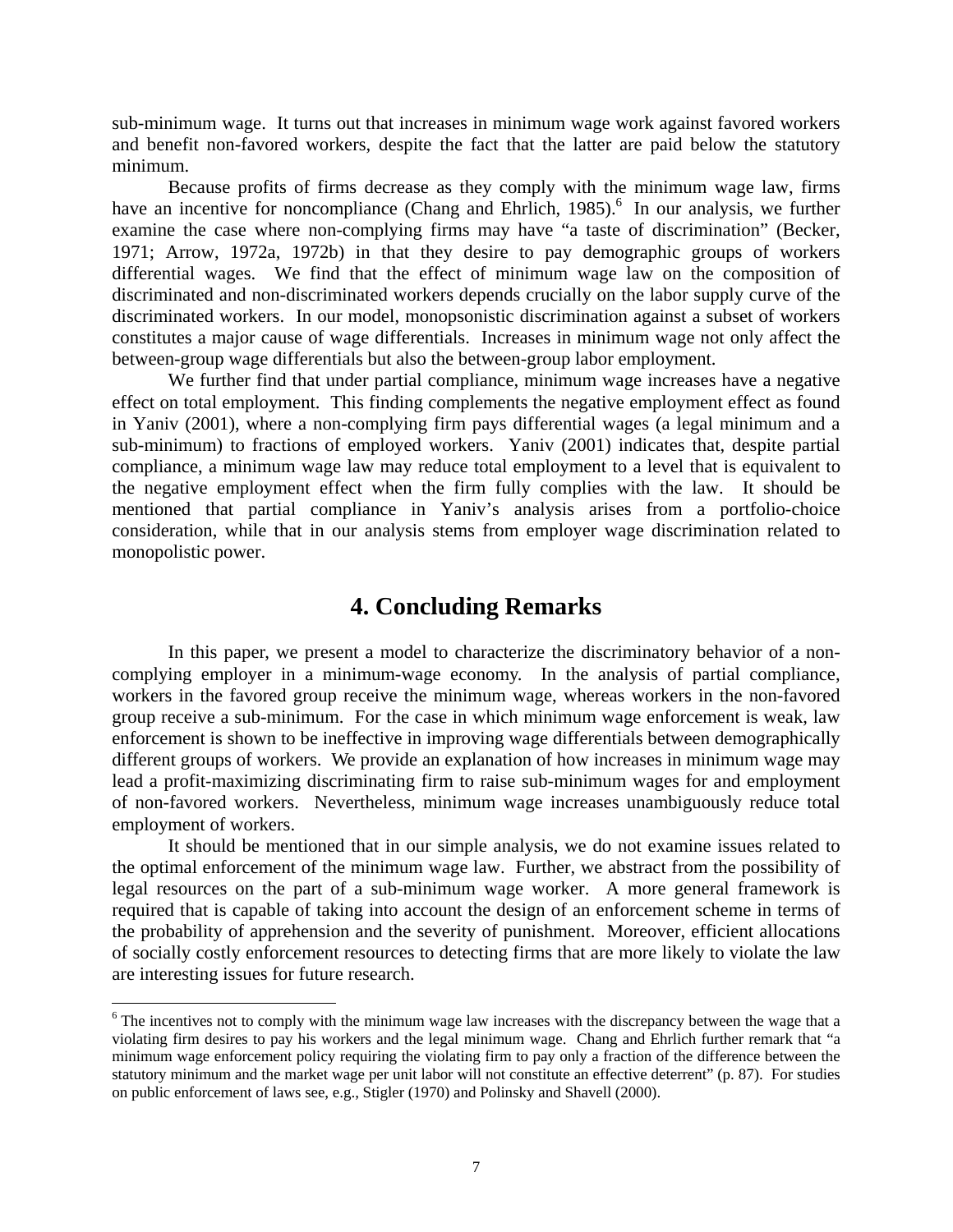sub-minimum wage. It turns out that increases in minimum wage work against favored workers and benefit non-favored workers, despite the fact that the latter are paid below the statutory minimum.

Because profits of firms decrease as they comply with the minimum wage law, firms have an incentive for noncompliance (Chang and Ehrlich, 1985).[6] In our analysis, we further examine the case where non-complying firms may have "a taste of discrimination" (Becker, 1971; Arrow, 1972a, 1972b) in that they desire to pay demographic groups of workers differential wages. We find that the effect of minimum wage law on the composition of discriminated and non-discriminated workers depends crucially on the labor supply curve of the discriminated workers. In our model, monopsonistic discrimination against a subset of workers constitutes a major cause of wage differentials. Increases in minimum wage not only affect the between-group wage differentials but also the between-group labor employment.

We further find that under partial compliance, minimum wage increases have a negative effect on total employment. This finding complements the negative employment effect as found in Yaniv (2001), where a non-complying firm pays differential wages (a legal minimum and a sub-minimum) to fractions of employed workers. Yaniv (2001) indicates that, despite partial compliance, a minimum wage law may reduce total employment to a level that is equivalent to the negative employment effect when the firm fully complies with the law. It should be mentioned that partial compliance in Yaniv's analysis arises from a portfolio-choice consideration, while that in our analysis stems from employer wage discrimination related to monopolistic power.

# 4. Concluding Remarks

In this paper, we present a model to characterize the discriminatory behavior of a non-complying employer in a minimum-wage economy. In the analysis of partial compliance, workers in the favored group receive the minimum wage, whereas workers in the non-favored group receive a sub-minimum. For the case in which minimum wage enforcement is weak, law enforcement is shown to be ineffective in improving wage differentials between demographically different groups of workers. We provide an explanation of how increases in minimum wage may lead a profit-maximizing discriminating firm to raise sub-minimum wages for and employment of non-favored workers. Nevertheless, minimum wage increases unambiguously reduce total employment of workers.

It should be mentioned that in our simple analysis, we do not examine issues related to the optimal enforcement of the minimum wage law. Further, we abstract from the possibility of legal resources on the part of a sub-minimum wage worker. A more general framework is required that is capable of taking into account the design of an enforcement scheme in terms of the probability of apprehension and the severity of punishment. Moreover, efficient allocations of socially costly enforcement resources to detecting firms that are more likely to violate the law are interesting issues for future research.

[6] The incentives not to comply with the minimum wage law increases with the discrepancy between the wage that a violating firm desires to pay his workers and the legal minimum wage. Chang and Ehrlich further remark that "a minimum wage enforcement policy requiring the violating firm to pay only a fraction of the difference between the statutory minimum and the market wage per unit labor will not constitute an effective deterrent" (p. 87). For studies on public enforcement of laws see, e.g., Stigler (1970) and Polinsky and Shavell (2000).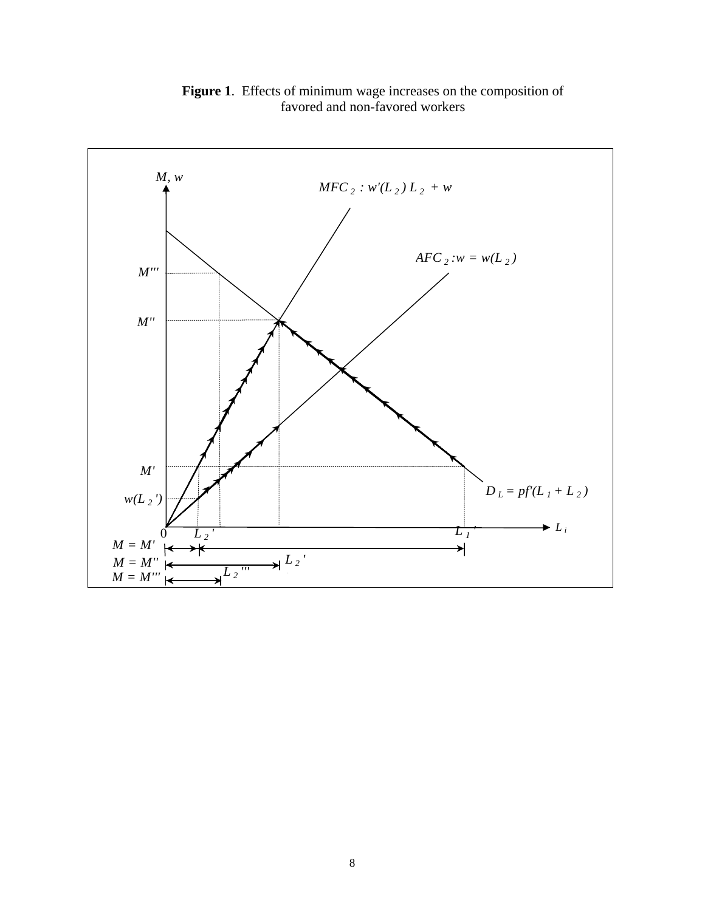**Figure 1**. Effects of minimum wage increases on the composition of favored and non-favored workers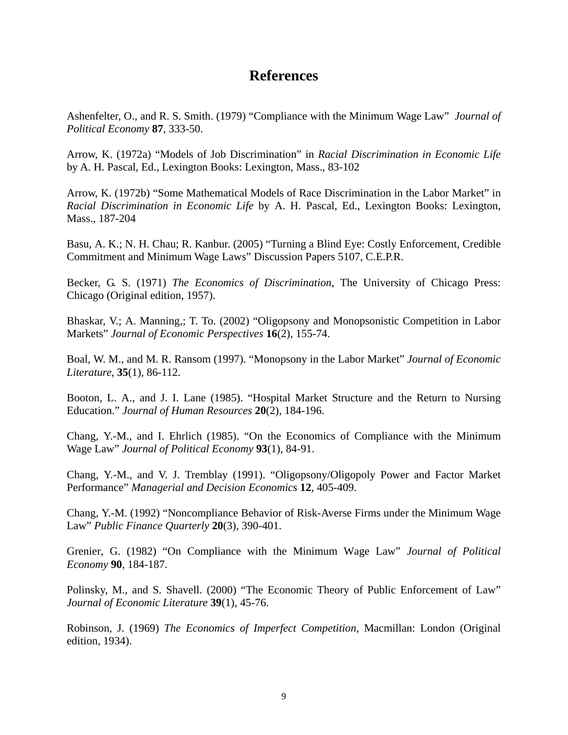# References

Ashenfelter, O., and R. S. Smith. (1979) "Compliance with the Minimum Wage Law" *Journal of Political Economy* **87**, 333-50.

Arrow, K. (1972a) "Models of Job Discrimination" in *Racial Discrimination in Economic Life* by A. H. Pascal, Ed., Lexington Books: Lexington, Mass., 83-102

Arrow, K. (1972b) "Some Mathematical Models of Race Discrimination in the Labor Market" in *Racial Discrimination in Economic Life* by A. H. Pascal, Ed., Lexington Books: Lexington, Mass., 187-204

Basu, A. K.; N. H. Chau; R. Kanbur. (2005) "Turning a Blind Eye: Costly Enforcement, Credible Commitment and Minimum Wage Laws" Discussion Papers 5107, C.E.P.R.

Becker, G. S. (1971) *The Economics of Discrimination*, The University of Chicago Press: Chicago (Original edition, 1957).

Bhaskar, V.; A. Manning,; T. To. (2002) "Oligopsony and Monopsonistic Competition in Labor Markets" *Journal of Economic Perspectives* **16**(2), 155-74.

Boal, W. M., and M. R. Ransom (1997). "Monopsony in the Labor Market" *Journal of Economic Literature*, **35**(1), 86-112.

Booton, L. A., and J. I. Lane (1985). "Hospital Market Structure and the Return to Nursing Education." *Journal of Human Resources* **20**(2), 184-196.

Chang, Y.-M., and I. Ehrlich (1985). "On the Economics of Compliance with the Minimum Wage Law" *Journal of Political Economy* **93**(1), 84-91.

Chang, Y.-M., and V. J. Tremblay (1991). "Oligopsony/Oligopoly Power and Factor Market Performance" *Managerial and Decision Economics* **12**, 405-409.

Chang, Y.-M. (1992) "Noncompliance Behavior of Risk-Averse Firms under the Minimum Wage Law" *Public Finance Quarterly* **20**(3), 390-401.

Grenier, G. (1982) "On Compliance with the Minimum Wage Law" *Journal of Political Economy* **90**, 184-187.

Polinsky, M., and S. Shavell. (2000) "The Economic Theory of Public Enforcement of Law" *Journal of Economic Literature* **39**(1), 45-76.

Robinson, J. (1969) *The Economics of Imperfect Competition*, Macmillan: London (Original edition, 1934).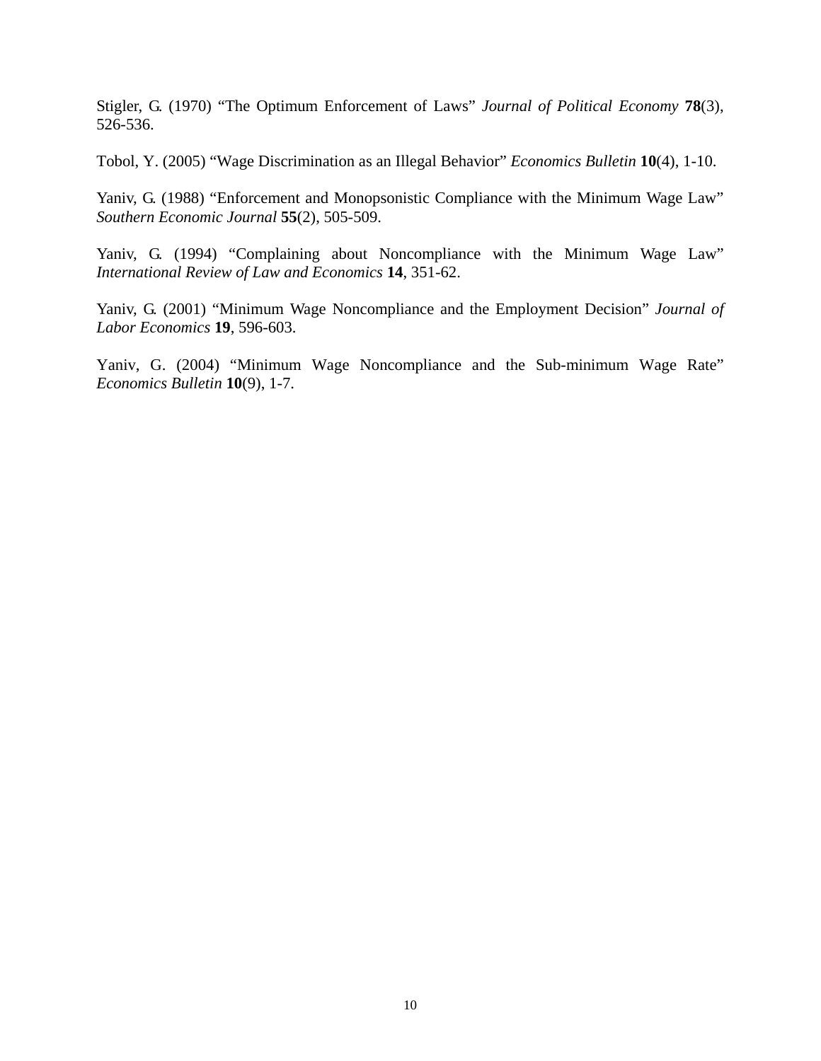Stigler, G. (1970) "The Optimum Enforcement of Laws" *Journal of Political Economy* **78**(3), 526-536.

Tobol, Y. (2005) "Wage Discrimination as an Illegal Behavior" *Economics Bulletin* **10**(4), 1-10.

Yaniv, G. (1988) "Enforcement and Monopsonistic Compliance with the Minimum Wage Law" *Southern Economic Journal* **55**(2), 505-509.

Yaniv, G. (1994) "Complaining about Noncompliance with the Minimum Wage Law" *International Review of Law and Economics* **14**, 351-62.

Yaniv, G. (2001) "Minimum Wage Noncompliance and the Employment Decision" *Journal of Labor Economics* **19**, 596-603.

Yaniv, G. (2004) "Minimum Wage Noncompliance and the Sub-minimum Wage Rate" *Economics Bulletin* **10**(9), 1-7.